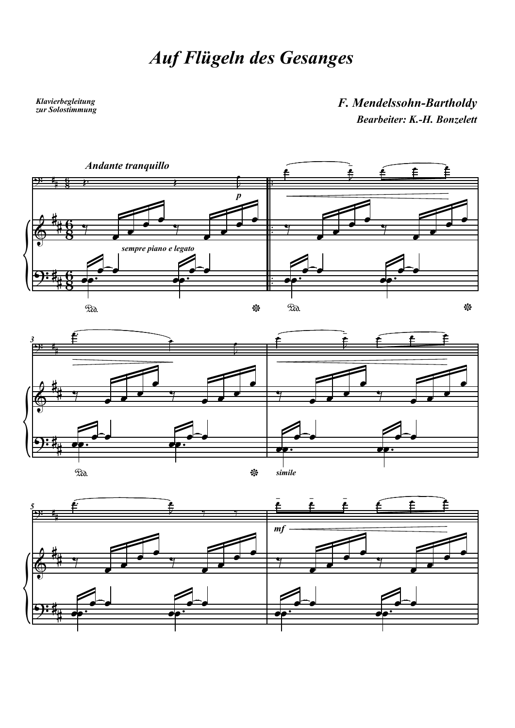# *Auf Flügeln des Gesanges*

***Klavierbegleitung zur Solostimmung***

***F. Mendelssohn-Bartholdy***

***Bearbeiter: K.-H. Bonzelett***